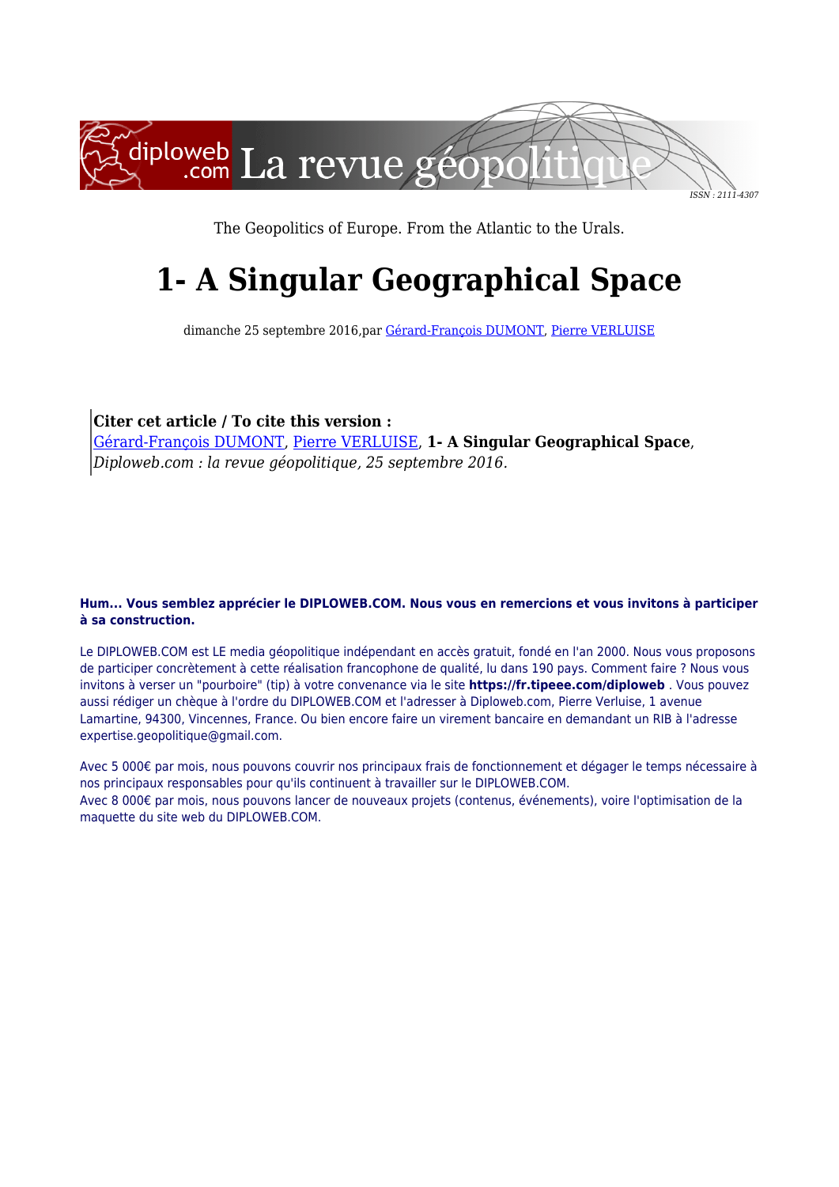The Geopolitics of Europe. From the Atlantic to the Urals.

# 1- A Singular Geographical Space

dimanche 25 septembre 2016,par Gérard-François DUMONT, Pierre VERLUISE

> **Citer cet article / To cite this version :**
> Gérard-François DUMONT, Pierre VERLUISE, **1- A Singular Geographical Space**, *Diploweb.com : la revue géopolitique, 25 septembre 2016.*

**Hum... Vous semblez apprécier le DIPLOWEB.COM. Nous vous en remercions et vous invitons à participer à sa construction.**

Le DIPLOWEB.COM est LE media géopolitique indépendant en accès gratuit, fondé en l'an 2000. Nous vous proposons de participer concrètement à cette réalisation francophone de qualité, lu dans 190 pays. Comment faire ? Nous vous invitons à verser un "pourboire" (tip) à votre convenance via le site **https://fr.tipeee.com/diploweb** . Vous pouvez aussi rédiger un chèque à l'ordre du DIPLOWEB.COM et l'adresser à Diploweb.com, Pierre Verluise, 1 avenue Lamartine, 94300, Vincennes, France. Ou bien encore faire un virement bancaire en demandant un RIB à l'adresse expertise.geopolitique@gmail.com.

Avec 5 000€ par mois, nous pouvons couvrir nos principaux frais de fonctionnement et dégager le temps nécessaire à nos principaux responsables pour qu'ils continuent à travailler sur le DIPLOWEB.COM.
Avec 8 000€ par mois, nous pouvons lancer de nouveaux projets (contenus, événements), voire l'optimisation de la maquette du site web du DIPLOWEB.COM.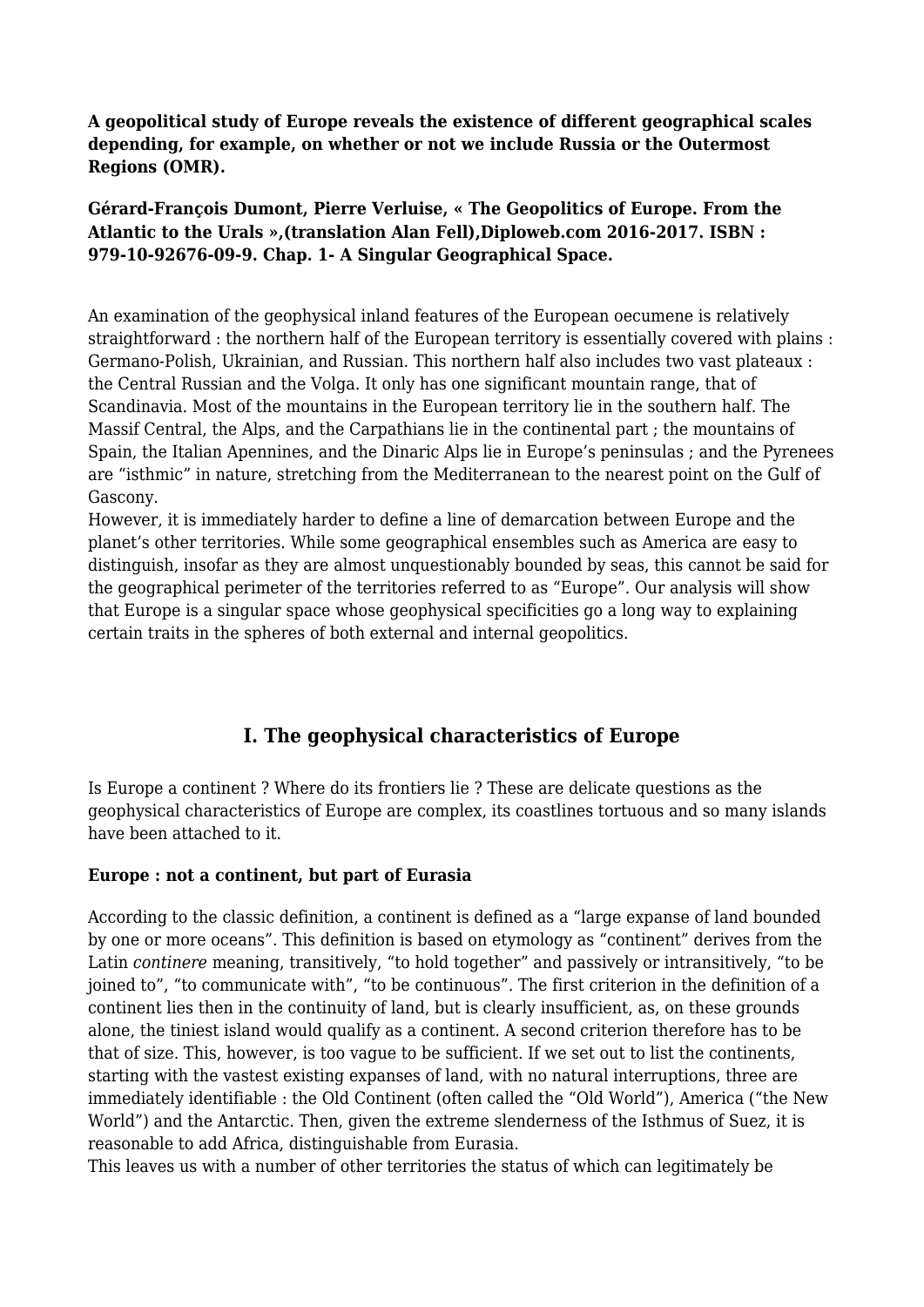**A geopolitical study of Europe reveals the existence of different geographical scales depending, for example, on whether or not we include Russia or the Outermost Regions (OMR).**

**Gérard-François Dumont, Pierre Verluise, « The Geopolitics of Europe. From the Atlantic to the Urals »,(translation Alan Fell),Diploweb.com 2016-2017. ISBN : 979-10-92676-09-9. Chap. 1- A Singular Geographical Space.**

An examination of the geophysical inland features of the European oecumene is relatively straightforward : the northern half of the European territory is essentially covered with plains : Germano-Polish, Ukrainian, and Russian. This northern half also includes two vast plateaux : the Central Russian and the Volga. It only has one significant mountain range, that of Scandinavia. Most of the mountains in the European territory lie in the southern half. The Massif Central, the Alps, and the Carpathians lie in the continental part ; the mountains of Spain, the Italian Apennines, and the Dinaric Alps lie in Europe's peninsulas ; and the Pyrenees are "isthmic" in nature, stretching from the Mediterranean to the nearest point on the Gulf of Gascony.

However, it is immediately harder to define a line of demarcation between Europe and the planet's other territories. While some geographical ensembles such as America are easy to distinguish, insofar as they are almost unquestionably bounded by seas, this cannot be said for the geographical perimeter of the territories referred to as "Europe". Our analysis will show that Europe is a singular space whose geophysical specificities go a long way to explaining certain traits in the spheres of both external and internal geopolitics.

## I. The geophysical characteristics of Europe

Is Europe a continent ? Where do its frontiers lie ? These are delicate questions as the geophysical characteristics of Europe are complex, its coastlines tortuous and so many islands have been attached to it.

### Europe : not a continent, but part of Eurasia

According to the classic definition, a continent is defined as a "large expanse of land bounded by one or more oceans". This definition is based on etymology as "continent" derives from the Latin *continere* meaning, transitively, "to hold together" and passively or intransitively, "to be joined to", "to communicate with", "to be continuous". The first criterion in the definition of a continent lies then in the continuity of land, but is clearly insufficient, as, on these grounds alone, the tiniest island would qualify as a continent. A second criterion therefore has to be that of size. This, however, is too vague to be sufficient. If we set out to list the continents, starting with the vastest existing expanses of land, with no natural interruptions, three are immediately identifiable : the Old Continent (often called the "Old World"), America ("the New World") and the Antarctic. Then, given the extreme slenderness of the Isthmus of Suez, it is reasonable to add Africa, distinguishable from Eurasia.

This leaves us with a number of other territories the status of which can legitimately be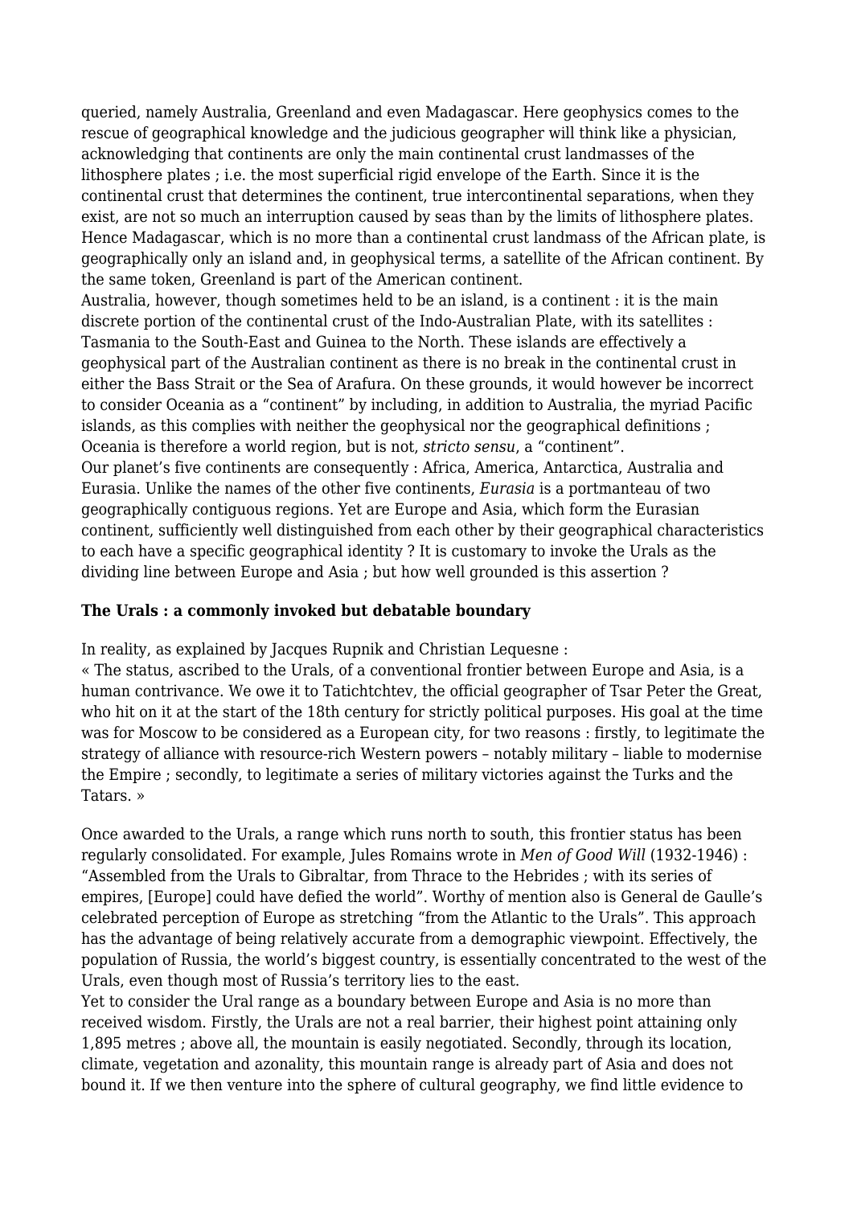queried, namely Australia, Greenland and even Madagascar. Here geophysics comes to the rescue of geographical knowledge and the judicious geographer will think like a physician, acknowledging that continents are only the main continental crust landmasses of the lithosphere plates ; i.e. the most superficial rigid envelope of the Earth. Since it is the continental crust that determines the continent, true intercontinental separations, when they exist, are not so much an interruption caused by seas than by the limits of lithosphere plates. Hence Madagascar, which is no more than a continental crust landmass of the African plate, is geographically only an island and, in geophysical terms, a satellite of the African continent. By the same token, Greenland is part of the American continent.

Australia, however, though sometimes held to be an island, is a continent : it is the main discrete portion of the continental crust of the Indo-Australian Plate, with its satellites : Tasmania to the South-East and Guinea to the North. These islands are effectively a geophysical part of the Australian continent as there is no break in the continental crust in either the Bass Strait or the Sea of Arafura. On these grounds, it would however be incorrect to consider Oceania as a "continent" by including, in addition to Australia, the myriad Pacific islands, as this complies with neither the geophysical nor the geographical definitions ; Oceania is therefore a world region, but is not, *stricto sensu*, a "continent".

Our planet's five continents are consequently : Africa, America, Antarctica, Australia and Eurasia. Unlike the names of the other five continents, *Eurasia* is a portmanteau of two geographically contiguous regions. Yet are Europe and Asia, which form the Eurasian continent, sufficiently well distinguished from each other by their geographical characteristics to each have a specific geographical identity ? It is customary to invoke the Urals as the dividing line between Europe and Asia ; but how well grounded is this assertion ?

**The Urals : a commonly invoked but debatable boundary**

In reality, as explained by Jacques Rupnik and Christian Lequesne :

« The status, ascribed to the Urals, of a conventional frontier between Europe and Asia, is a human contrivance. We owe it to Tatichtchtev, the official geographer of Tsar Peter the Great, who hit on it at the start of the 18th century for strictly political purposes. His goal at the time was for Moscow to be considered as a European city, for two reasons : firstly, to legitimate the strategy of alliance with resource-rich Western powers – notably military – liable to modernise the Empire ; secondly, to legitimate a series of military victories against the Turks and the Tatars. »

Once awarded to the Urals, a range which runs north to south, this frontier status has been regularly consolidated. For example, Jules Romains wrote in *Men of Good Will* (1932-1946) : "Assembled from the Urals to Gibraltar, from Thrace to the Hebrides ; with its series of empires, [Europe] could have defied the world". Worthy of mention also is General de Gaulle's celebrated perception of Europe as stretching "from the Atlantic to the Urals". This approach has the advantage of being relatively accurate from a demographic viewpoint. Effectively, the population of Russia, the world's biggest country, is essentially concentrated to the west of the Urals, even though most of Russia's territory lies to the east.

Yet to consider the Ural range as a boundary between Europe and Asia is no more than received wisdom. Firstly, the Urals are not a real barrier, their highest point attaining only 1,895 metres ; above all, the mountain is easily negotiated. Secondly, through its location, climate, vegetation and azonality, this mountain range is already part of Asia and does not bound it. If we then venture into the sphere of cultural geography, we find little evidence to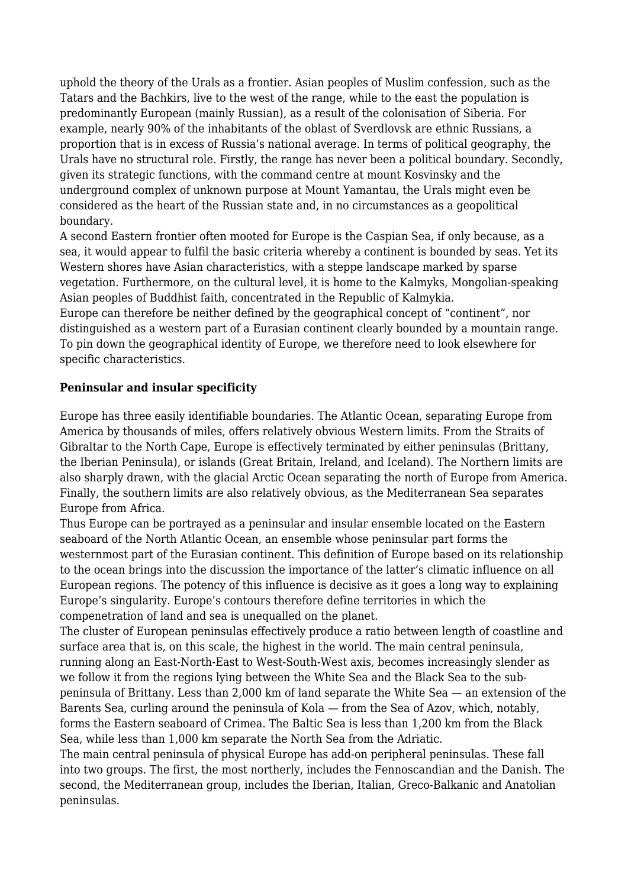uphold the theory of the Urals as a frontier. Asian peoples of Muslim confession, such as the Tatars and the Bachkirs, live to the west of the range, while to the east the population is predominantly European (mainly Russian), as a result of the colonisation of Siberia. For example, nearly 90% of the inhabitants of the oblast of Sverdlovsk are ethnic Russians, a proportion that is in excess of Russia's national average. In terms of political geography, the Urals have no structural role. Firstly, the range has never been a political boundary. Secondly, given its strategic functions, with the command centre at mount Kosvinsky and the underground complex of unknown purpose at Mount Yamantau, the Urals might even be considered as the heart of the Russian state and, in no circumstances as a geopolitical boundary.

A second Eastern frontier often mooted for Europe is the Caspian Sea, if only because, as a sea, it would appear to fulfil the basic criteria whereby a continent is bounded by seas. Yet its Western shores have Asian characteristics, with a steppe landscape marked by sparse vegetation. Furthermore, on the cultural level, it is home to the Kalmyks, Mongolian-speaking Asian peoples of Buddhist faith, concentrated in the Republic of Kalmykia.

Europe can therefore be neither defined by the geographical concept of "continent", nor distinguished as a western part of a Eurasian continent clearly bounded by a mountain range. To pin down the geographical identity of Europe, we therefore need to look elsewhere for specific characteristics.

## Peninsular and insular specificity

Europe has three easily identifiable boundaries. The Atlantic Ocean, separating Europe from America by thousands of miles, offers relatively obvious Western limits. From the Straits of Gibraltar to the North Cape, Europe is effectively terminated by either peninsulas (Brittany, the Iberian Peninsula), or islands (Great Britain, Ireland, and Iceland). The Northern limits are also sharply drawn, with the glacial Arctic Ocean separating the north of Europe from America. Finally, the southern limits are also relatively obvious, as the Mediterranean Sea separates Europe from Africa.

Thus Europe can be portrayed as a peninsular and insular ensemble located on the Eastern seaboard of the North Atlantic Ocean, an ensemble whose peninsular part forms the westernmost part of the Eurasian continent. This definition of Europe based on its relationship to the ocean brings into the discussion the importance of the latter's climatic influence on all European regions. The potency of this influence is decisive as it goes a long way to explaining Europe's singularity. Europe's contours therefore define territories in which the compenetration of land and sea is unequalled on the planet.

The cluster of European peninsulas effectively produce a ratio between length of coastline and surface area that is, on this scale, the highest in the world. The main central peninsula, running along an East-North-East to West-South-West axis, becomes increasingly slender as we follow it from the regions lying between the White Sea and the Black Sea to the sub-peninsula of Brittany. Less than 2,000 km of land separate the White Sea — an extension of the Barents Sea, curling around the peninsula of Kola — from the Sea of Azov, which, notably, forms the Eastern seaboard of Crimea. The Baltic Sea is less than 1,200 km from the Black Sea, while less than 1,000 km separate the North Sea from the Adriatic.

The main central peninsula of physical Europe has add-on peripheral peninsulas. These fall into two groups. The first, the most northerly, includes the Fennoscandian and the Danish. The second, the Mediterranean group, includes the Iberian, Italian, Greco-Balkanic and Anatolian peninsulas.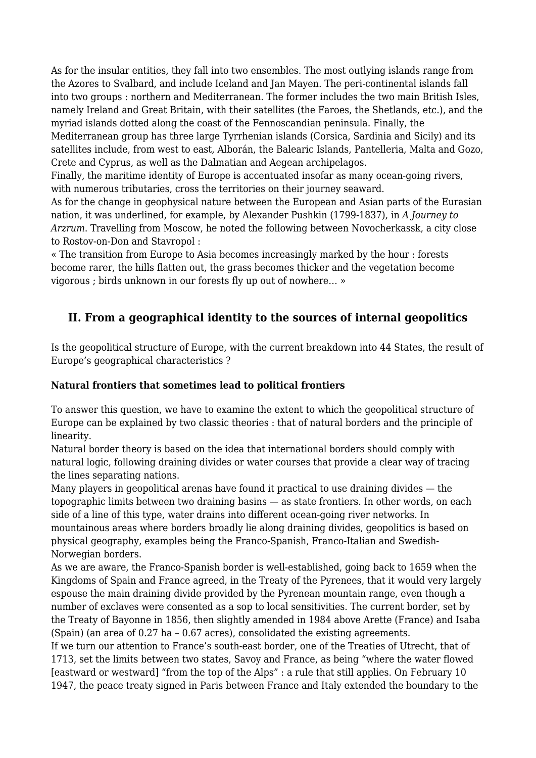As for the insular entities, they fall into two ensembles. The most outlying islands range from the Azores to Svalbard, and include Iceland and Jan Mayen. The peri-continental islands fall into two groups : northern and Mediterranean. The former includes the two main British Isles, namely Ireland and Great Britain, with their satellites (the Faroes, the Shetlands, etc.), and the myriad islands dotted along the coast of the Fennoscandian peninsula. Finally, the Mediterranean group has three large Tyrrhenian islands (Corsica, Sardinia and Sicily) and its satellites include, from west to east, Alborán, the Balearic Islands, Pantelleria, Malta and Gozo, Crete and Cyprus, as well as the Dalmatian and Aegean archipelagos.
Finally, the maritime identity of Europe is accentuated insofar as many ocean-going rivers, with numerous tributaries, cross the territories on their journey seaward.
As for the change in geophysical nature between the European and Asian parts of the Eurasian nation, it was underlined, for example, by Alexander Pushkin (1799-1837), in *A Journey to Arzrum*. Travelling from Moscow, he noted the following between Novocherkassk, a city close to Rostov-on-Don and Stavropol :
« The transition from Europe to Asia becomes increasingly marked by the hour : forests become rarer, the hills flatten out, the grass becomes thicker and the vegetation become vigorous ; birds unknown in our forests fly up out of nowhere… »

## II. From a geographical identity to the sources of internal geopolitics

Is the geopolitical structure of Europe, with the current breakdown into 44 States, the result of Europe's geographical characteristics ?

**Natural frontiers that sometimes lead to political frontiers**

To answer this question, we have to examine the extent to which the geopolitical structure of Europe can be explained by two classic theories : that of natural borders and the principle of linearity.
Natural border theory is based on the idea that international borders should comply with natural logic, following draining divides or water courses that provide a clear way of tracing the lines separating nations.
Many players in geopolitical arenas have found it practical to use draining divides — the topographic limits between two draining basins — as state frontiers. In other words, on each side of a line of this type, water drains into different ocean-going river networks. In mountainous areas where borders broadly lie along draining divides, geopolitics is based on physical geography, examples being the Franco-Spanish, Franco-Italian and Swedish-Norwegian borders.
As we are aware, the Franco-Spanish border is well-established, going back to 1659 when the Kingdoms of Spain and France agreed, in the Treaty of the Pyrenees, that it would very largely espouse the main draining divide provided by the Pyrenean mountain range, even though a number of exclaves were consented as a sop to local sensitivities. The current border, set by the Treaty of Bayonne in 1856, then slightly amended in 1984 above Arette (France) and Isaba (Spain) (an area of 0.27 ha – 0.67 acres), consolidated the existing agreements.
If we turn our attention to France's south-east border, one of the Treaties of Utrecht, that of 1713, set the limits between two states, Savoy and France, as being "where the water flowed [eastward or westward] "from the top of the Alps" : a rule that still applies. On February 10 1947, the peace treaty signed in Paris between France and Italy extended the boundary to the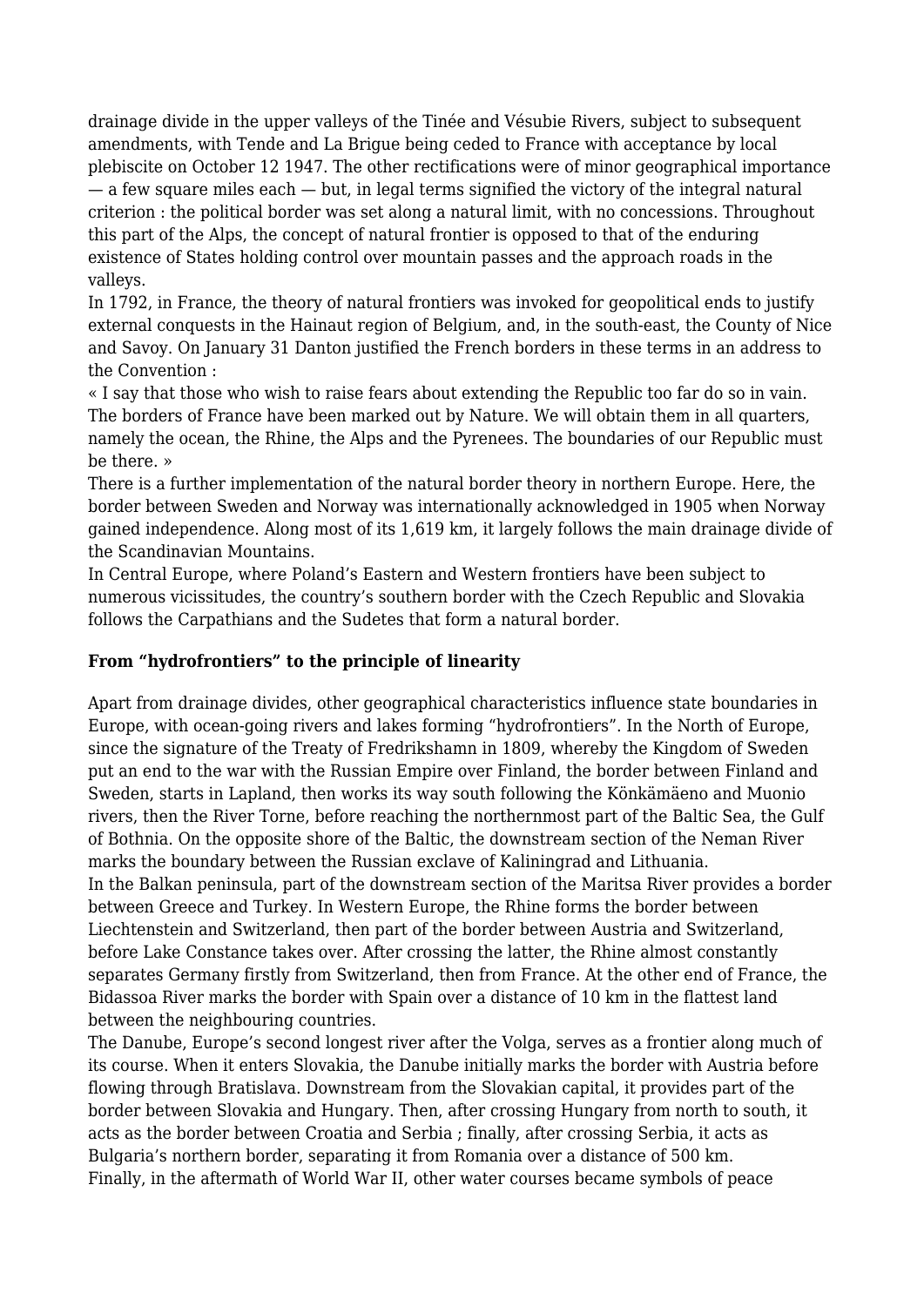drainage divide in the upper valleys of the Tinée and Vésubie Rivers, subject to subsequent amendments, with Tende and La Brigue being ceded to France with acceptance by local plebiscite on October 12 1947. The other rectifications were of minor geographical importance — a few square miles each — but, in legal terms signified the victory of the integral natural criterion : the political border was set along a natural limit, with no concessions. Throughout this part of the Alps, the concept of natural frontier is opposed to that of the enduring existence of States holding control over mountain passes and the approach roads in the valleys.

In 1792, in France, the theory of natural frontiers was invoked for geopolitical ends to justify external conquests in the Hainaut region of Belgium, and, in the south-east, the County of Nice and Savoy. On January 31 Danton justified the French borders in these terms in an address to the Convention :

« I say that those who wish to raise fears about extending the Republic too far do so in vain. The borders of France have been marked out by Nature. We will obtain them in all quarters, namely the ocean, the Rhine, the Alps and the Pyrenees. The boundaries of our Republic must be there. »

There is a further implementation of the natural border theory in northern Europe. Here, the border between Sweden and Norway was internationally acknowledged in 1905 when Norway gained independence. Along most of its 1,619 km, it largely follows the main drainage divide of the Scandinavian Mountains.

In Central Europe, where Poland's Eastern and Western frontiers have been subject to numerous vicissitudes, the country's southern border with the Czech Republic and Slovakia follows the Carpathians and the Sudetes that form a natural border.

**From "hydrofrontiers" to the principle of linearity**

Apart from drainage divides, other geographical characteristics influence state boundaries in Europe, with ocean-going rivers and lakes forming "hydrofrontiers". In the North of Europe, since the signature of the Treaty of Fredrikshamn in 1809, whereby the Kingdom of Sweden put an end to the war with the Russian Empire over Finland, the border between Finland and Sweden, starts in Lapland, then works its way south following the Könkämäeno and Muonio rivers, then the River Torne, before reaching the northernmost part of the Baltic Sea, the Gulf of Bothnia. On the opposite shore of the Baltic, the downstream section of the Neman River marks the boundary between the Russian exclave of Kaliningrad and Lithuania.

In the Balkan peninsula, part of the downstream section of the Maritsa River provides a border between Greece and Turkey. In Western Europe, the Rhine forms the border between Liechtenstein and Switzerland, then part of the border between Austria and Switzerland, before Lake Constance takes over. After crossing the latter, the Rhine almost constantly separates Germany firstly from Switzerland, then from France. At the other end of France, the Bidassoa River marks the border with Spain over a distance of 10 km in the flattest land between the neighbouring countries.

The Danube, Europe's second longest river after the Volga, serves as a frontier along much of its course. When it enters Slovakia, the Danube initially marks the border with Austria before flowing through Bratislava. Downstream from the Slovakian capital, it provides part of the border between Slovakia and Hungary. Then, after crossing Hungary from north to south, it acts as the border between Croatia and Serbia ; finally, after crossing Serbia, it acts as Bulgaria's northern border, separating it from Romania over a distance of 500 km.

Finally, in the aftermath of World War II, other water courses became symbols of peace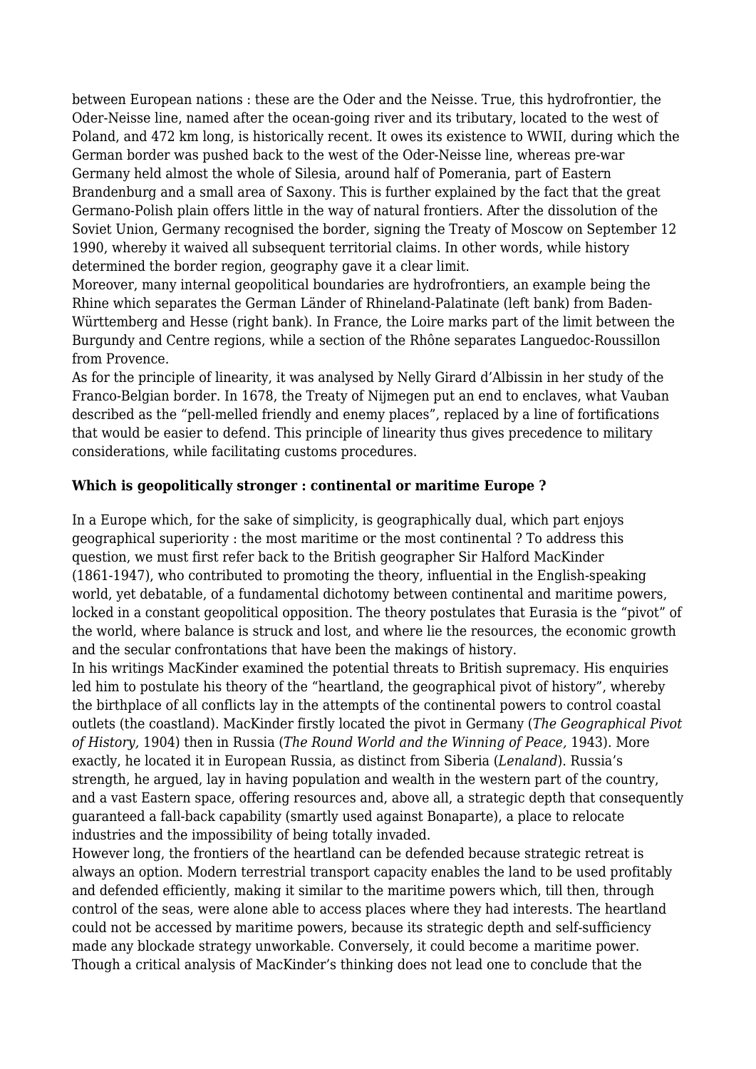between European nations : these are the Oder and the Neisse. True, this hydrofrontier, the Oder-Neisse line, named after the ocean-going river and its tributary, located to the west of Poland, and 472 km long, is historically recent. It owes its existence to WWII, during which the German border was pushed back to the west of the Oder-Neisse line, whereas pre-war Germany held almost the whole of Silesia, around half of Pomerania, part of Eastern Brandenburg and a small area of Saxony. This is further explained by the fact that the great Germano-Polish plain offers little in the way of natural frontiers. After the dissolution of the Soviet Union, Germany recognised the border, signing the Treaty of Moscow on September 12 1990, whereby it waived all subsequent territorial claims. In other words, while history determined the border region, geography gave it a clear limit.

Moreover, many internal geopolitical boundaries are hydrofrontiers, an example being the Rhine which separates the German Länder of Rhineland-Palatinate (left bank) from Baden-Württemberg and Hesse (right bank). In France, the Loire marks part of the limit between the Burgundy and Centre regions, while a section of the Rhône separates Languedoc-Roussillon from Provence.

As for the principle of linearity, it was analysed by Nelly Girard d'Albissin in her study of the Franco-Belgian border. In 1678, the Treaty of Nijmegen put an end to enclaves, what Vauban described as the "pell-melled friendly and enemy places", replaced by a line of fortifications that would be easier to defend. This principle of linearity thus gives precedence to military considerations, while facilitating customs procedures.

**Which is geopolitically stronger : continental or maritime Europe ?**

In a Europe which, for the sake of simplicity, is geographically dual, which part enjoys geographical superiority : the most maritime or the most continental ? To address this question, we must first refer back to the British geographer Sir Halford MacKinder (1861-1947), who contributed to promoting the theory, influential in the English-speaking world, yet debatable, of a fundamental dichotomy between continental and maritime powers, locked in a constant geopolitical opposition. The theory postulates that Eurasia is the "pivot" of the world, where balance is struck and lost, and where lie the resources, the economic growth and the secular confrontations that have been the makings of history.

In his writings MacKinder examined the potential threats to British supremacy. His enquiries led him to postulate his theory of the "heartland, the geographical pivot of history", whereby the birthplace of all conflicts lay in the attempts of the continental powers to control coastal outlets (the coastland). MacKinder firstly located the pivot in Germany (*The Geographical Pivot of History,* 1904) then in Russia (*The Round World and the Winning of Peace,* 1943). More exactly, he located it in European Russia, as distinct from Siberia (*Lenaland*). Russia's strength, he argued, lay in having population and wealth in the western part of the country, and a vast Eastern space, offering resources and, above all, a strategic depth that consequently guaranteed a fall-back capability (smartly used against Bonaparte), a place to relocate industries and the impossibility of being totally invaded.

However long, the frontiers of the heartland can be defended because strategic retreat is always an option. Modern terrestrial transport capacity enables the land to be used profitably and defended efficiently, making it similar to the maritime powers which, till then, through control of the seas, were alone able to access places where they had interests. The heartland could not be accessed by maritime powers, because its strategic depth and self-sufficiency made any blockade strategy unworkable. Conversely, it could become a maritime power. Though a critical analysis of MacKinder's thinking does not lead one to conclude that the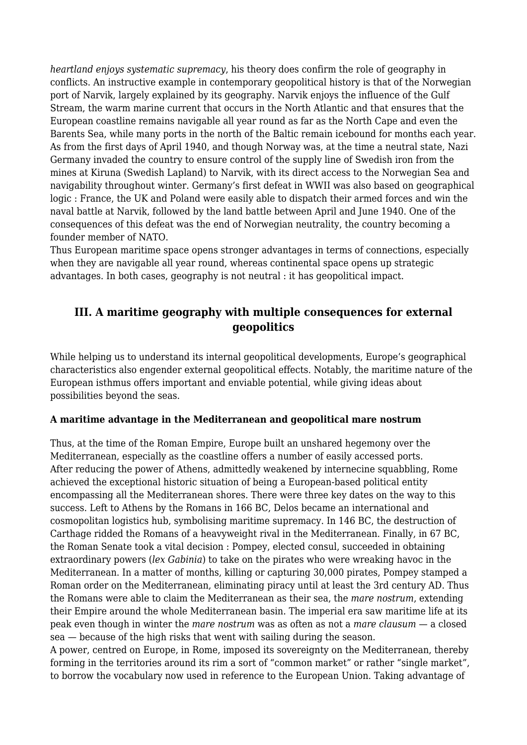*heartland enjoys systematic supremacy*, his theory does confirm the role of geography in conflicts. An instructive example in contemporary geopolitical history is that of the Norwegian port of Narvik, largely explained by its geography. Narvik enjoys the influence of the Gulf Stream, the warm marine current that occurs in the North Atlantic and that ensures that the European coastline remains navigable all year round as far as the North Cape and even the Barents Sea, while many ports in the north of the Baltic remain icebound for months each year. As from the first days of April 1940, and though Norway was, at the time a neutral state, Nazi Germany invaded the country to ensure control of the supply line of Swedish iron from the mines at Kiruna (Swedish Lapland) to Narvik, with its direct access to the Norwegian Sea and navigability throughout winter. Germany's first defeat in WWII was also based on geographical logic : France, the UK and Poland were easily able to dispatch their armed forces and win the naval battle at Narvik, followed by the land battle between April and June 1940. One of the consequences of this defeat was the end of Norwegian neutrality, the country becoming a founder member of NATO.

Thus European maritime space opens stronger advantages in terms of connections, especially when they are navigable all year round, whereas continental space opens up strategic advantages. In both cases, geography is not neutral : it has geopolitical impact.

## III. A maritime geography with multiple consequences for external geopolitics

While helping us to understand its internal geopolitical developments, Europe's geographical characteristics also engender external geopolitical effects. Notably, the maritime nature of the European isthmus offers important and enviable potential, while giving ideas about possibilities beyond the seas.

**A maritime advantage in the Mediterranean and geopolitical mare nostrum**

Thus, at the time of the Roman Empire, Europe built an unshared hegemony over the Mediterranean, especially as the coastline offers a number of easily accessed ports. After reducing the power of Athens, admittedly weakened by internecine squabbling, Rome achieved the exceptional historic situation of being a European-based political entity encompassing all the Mediterranean shores. There were three key dates on the way to this success. Left to Athens by the Romans in 166 BC, Delos became an international and cosmopolitan logistics hub, symbolising maritime supremacy. In 146 BC, the destruction of Carthage ridded the Romans of a heavyweight rival in the Mediterranean. Finally, in 67 BC, the Roman Senate took a vital decision : Pompey, elected consul, succeeded in obtaining extraordinary powers (*lex Gabinia*) to take on the pirates who were wreaking havoc in the Mediterranean. In a matter of months, killing or capturing 30,000 pirates, Pompey stamped a Roman order on the Mediterranean, eliminating piracy until at least the 3rd century AD. Thus the Romans were able to claim the Mediterranean as their sea, the *mare nostrum*, extending their Empire around the whole Mediterranean basin. The imperial era saw maritime life at its peak even though in winter the *mare nostrum* was as often as not a *mare clausum* — a closed sea — because of the high risks that went with sailing during the season.

A power, centred on Europe, in Rome, imposed its sovereignty on the Mediterranean, thereby forming in the territories around its rim a sort of "common market" or rather "single market", to borrow the vocabulary now used in reference to the European Union. Taking advantage of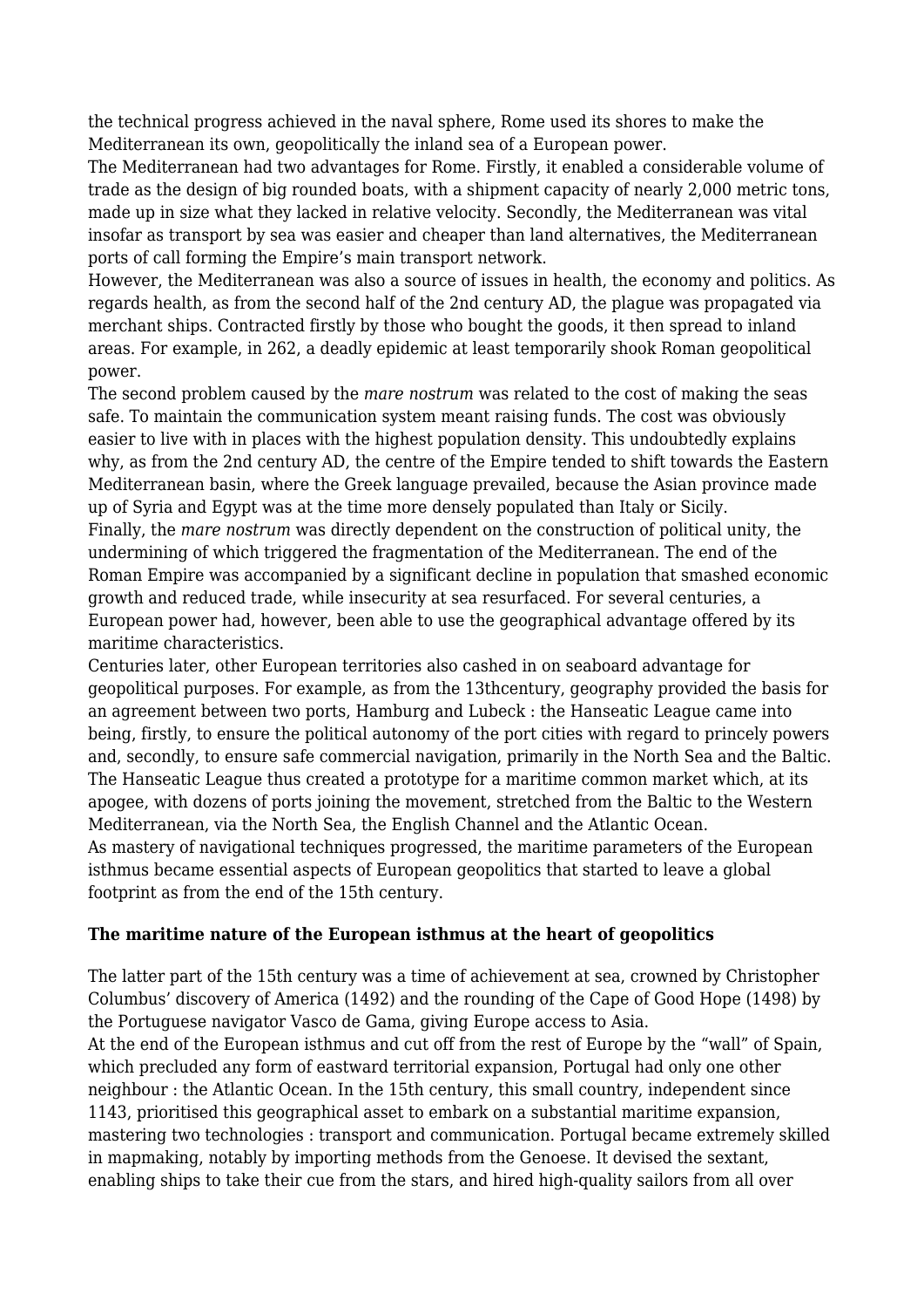the technical progress achieved in the naval sphere, Rome used its shores to make the Mediterranean its own, geopolitically the inland sea of a European power.

The Mediterranean had two advantages for Rome. Firstly, it enabled a considerable volume of trade as the design of big rounded boats, with a shipment capacity of nearly 2,000 metric tons, made up in size what they lacked in relative velocity. Secondly, the Mediterranean was vital insofar as transport by sea was easier and cheaper than land alternatives, the Mediterranean ports of call forming the Empire's main transport network.

However, the Mediterranean was also a source of issues in health, the economy and politics. As regards health, as from the second half of the 2nd century AD, the plague was propagated via merchant ships. Contracted firstly by those who bought the goods, it then spread to inland areas. For example, in 262, a deadly epidemic at least temporarily shook Roman geopolitical power.

The second problem caused by the *mare nostrum* was related to the cost of making the seas safe. To maintain the communication system meant raising funds. The cost was obviously easier to live with in places with the highest population density. This undoubtedly explains why, as from the 2nd century AD, the centre of the Empire tended to shift towards the Eastern Mediterranean basin, where the Greek language prevailed, because the Asian province made up of Syria and Egypt was at the time more densely populated than Italy or Sicily.

Finally, the *mare nostrum* was directly dependent on the construction of political unity, the undermining of which triggered the fragmentation of the Mediterranean. The end of the Roman Empire was accompanied by a significant decline in population that smashed economic growth and reduced trade, while insecurity at sea resurfaced. For several centuries, a European power had, however, been able to use the geographical advantage offered by its maritime characteristics.

Centuries later, other European territories also cashed in on seaboard advantage for geopolitical purposes. For example, as from the 13thcentury, geography provided the basis for an agreement between two ports, Hamburg and Lubeck : the Hanseatic League came into being, firstly, to ensure the political autonomy of the port cities with regard to princely powers and, secondly, to ensure safe commercial navigation, primarily in the North Sea and the Baltic. The Hanseatic League thus created a prototype for a maritime common market which, at its apogee, with dozens of ports joining the movement, stretched from the Baltic to the Western Mediterranean, via the North Sea, the English Channel and the Atlantic Ocean.

As mastery of navigational techniques progressed, the maritime parameters of the European isthmus became essential aspects of European geopolitics that started to leave a global footprint as from the end of the 15th century.

**The maritime nature of the European isthmus at the heart of geopolitics**

The latter part of the 15th century was a time of achievement at sea, crowned by Christopher Columbus' discovery of America (1492) and the rounding of the Cape of Good Hope (1498) by the Portuguese navigator Vasco de Gama, giving Europe access to Asia.

At the end of the European isthmus and cut off from the rest of Europe by the "wall" of Spain, which precluded any form of eastward territorial expansion, Portugal had only one other neighbour : the Atlantic Ocean. In the 15th century, this small country, independent since 1143, prioritised this geographical asset to embark on a substantial maritime expansion, mastering two technologies : transport and communication. Portugal became extremely skilled in mapmaking, notably by importing methods from the Genoese. It devised the sextant, enabling ships to take their cue from the stars, and hired high-quality sailors from all over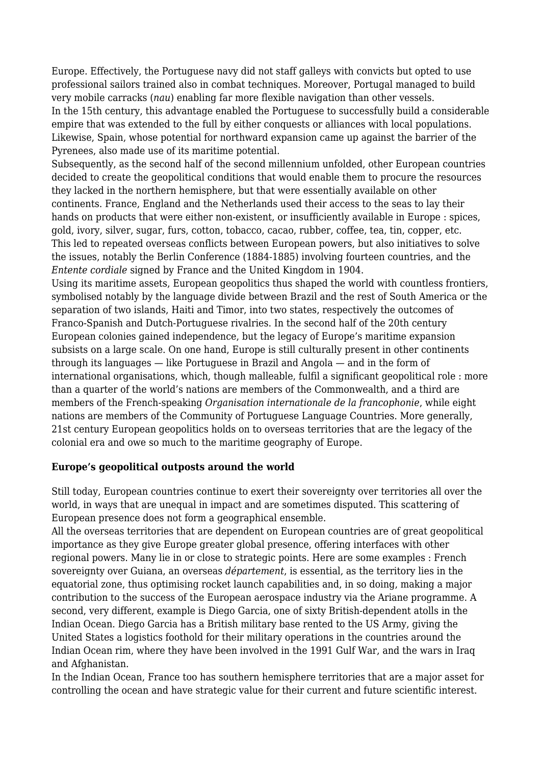Europe. Effectively, the Portuguese navy did not staff galleys with convicts but opted to use professional sailors trained also in combat techniques. Moreover, Portugal managed to build very mobile carracks (*nau*) enabling far more flexible navigation than other vessels.

In the 15th century, this advantage enabled the Portuguese to successfully build a considerable empire that was extended to the full by either conquests or alliances with local populations. Likewise, Spain, whose potential for northward expansion came up against the barrier of the Pyrenees, also made use of its maritime potential.

Subsequently, as the second half of the second millennium unfolded, other European countries decided to create the geopolitical conditions that would enable them to procure the resources they lacked in the northern hemisphere, but that were essentially available on other continents. France, England and the Netherlands used their access to the seas to lay their hands on products that were either non-existent, or insufficiently available in Europe : spices, gold, ivory, silver, sugar, furs, cotton, tobacco, cacao, rubber, coffee, tea, tin, copper, etc. This led to repeated overseas conflicts between European powers, but also initiatives to solve the issues, notably the Berlin Conference (1884-1885) involving fourteen countries, and the *Entente cordiale* signed by France and the United Kingdom in 1904.

Using its maritime assets, European geopolitics thus shaped the world with countless frontiers, symbolised notably by the language divide between Brazil and the rest of South America or the separation of two islands, Haiti and Timor, into two states, respectively the outcomes of Franco-Spanish and Dutch-Portuguese rivalries. In the second half of the 20th century European colonies gained independence, but the legacy of Europe's maritime expansion subsists on a large scale. On one hand, Europe is still culturally present in other continents through its languages — like Portuguese in Brazil and Angola — and in the form of international organisations, which, though malleable, fulfil a significant geopolitical role : more than a quarter of the world's nations are members of the Commonwealth, and a third are members of the French-speaking *Organisation internationale de la francophonie*, while eight nations are members of the Community of Portuguese Language Countries. More generally, 21st century European geopolitics holds on to overseas territories that are the legacy of the colonial era and owe so much to the maritime geography of Europe.

**Europe's geopolitical outposts around the world**

Still today, European countries continue to exert their sovereignty over territories all over the world, in ways that are unequal in impact and are sometimes disputed. This scattering of European presence does not form a geographical ensemble.

All the overseas territories that are dependent on European countries are of great geopolitical importance as they give Europe greater global presence, offering interfaces with other regional powers. Many lie in or close to strategic points. Here are some examples : French sovereignty over Guiana, an overseas *département*, is essential, as the territory lies in the equatorial zone, thus optimising rocket launch capabilities and, in so doing, making a major contribution to the success of the European aerospace industry via the Ariane programme. A second, very different, example is Diego Garcia, one of sixty British-dependent atolls in the Indian Ocean. Diego Garcia has a British military base rented to the US Army, giving the United States a logistics foothold for their military operations in the countries around the Indian Ocean rim, where they have been involved in the 1991 Gulf War, and the wars in Iraq and Afghanistan.

In the Indian Ocean, France too has southern hemisphere territories that are a major asset for controlling the ocean and have strategic value for their current and future scientific interest.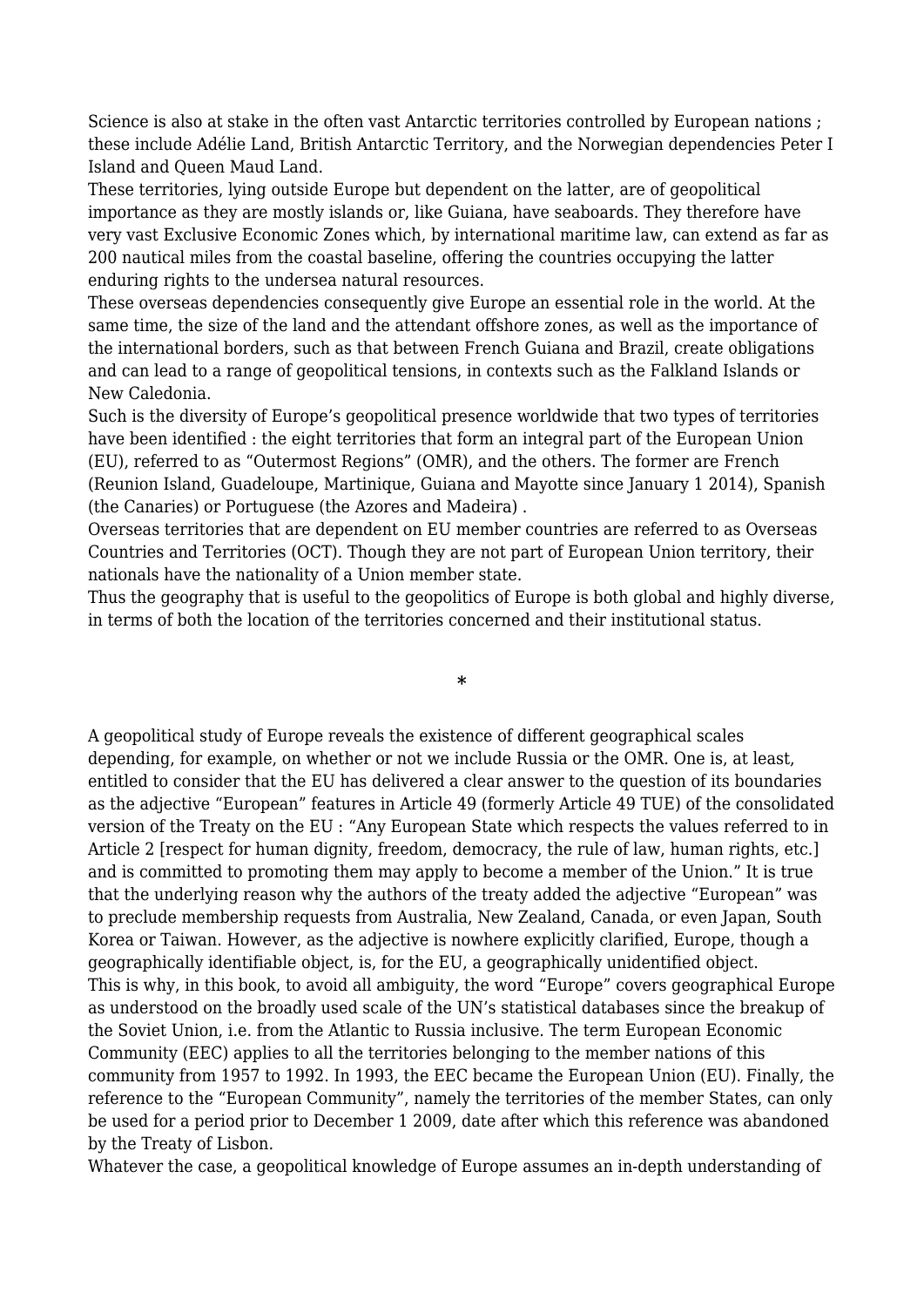Science is also at stake in the often vast Antarctic territories controlled by European nations ; these include Adélie Land, British Antarctic Territory, and the Norwegian dependencies Peter I Island and Queen Maud Land.

These territories, lying outside Europe but dependent on the latter, are of geopolitical importance as they are mostly islands or, like Guiana, have seaboards. They therefore have very vast Exclusive Economic Zones which, by international maritime law, can extend as far as 200 nautical miles from the coastal baseline, offering the countries occupying the latter enduring rights to the undersea natural resources.

These overseas dependencies consequently give Europe an essential role in the world. At the same time, the size of the land and the attendant offshore zones, as well as the importance of the international borders, such as that between French Guiana and Brazil, create obligations and can lead to a range of geopolitical tensions, in contexts such as the Falkland Islands or New Caledonia.

Such is the diversity of Europe's geopolitical presence worldwide that two types of territories have been identified : the eight territories that form an integral part of the European Union (EU), referred to as "Outermost Regions" (OMR), and the others. The former are French (Reunion Island, Guadeloupe, Martinique, Guiana and Mayotte since January 1 2014), Spanish (the Canaries) or Portuguese (the Azores and Madeira) .

Overseas territories that are dependent on EU member countries are referred to as Overseas Countries and Territories (OCT). Though they are not part of European Union territory, their nationals have the nationality of a Union member state.

Thus the geography that is useful to the geopolitics of Europe is both global and highly diverse, in terms of both the location of the territories concerned and their institutional status.

*

A geopolitical study of Europe reveals the existence of different geographical scales depending, for example, on whether or not we include Russia or the OMR. One is, at least, entitled to consider that the EU has delivered a clear answer to the question of its boundaries as the adjective "European" features in Article 49 (formerly Article 49 TUE) of the consolidated version of the Treaty on the EU : "Any European State which respects the values referred to in Article 2 [respect for human dignity, freedom, democracy, the rule of law, human rights, etc.] and is committed to promoting them may apply to become a member of the Union." It is true that the underlying reason why the authors of the treaty added the adjective "European" was to preclude membership requests from Australia, New Zealand, Canada, or even Japan, South Korea or Taiwan. However, as the adjective is nowhere explicitly clarified, Europe, though a geographically identifiable object, is, for the EU, a geographically unidentified object.

This is why, in this book, to avoid all ambiguity, the word "Europe" covers geographical Europe as understood on the broadly used scale of the UN's statistical databases since the breakup of the Soviet Union, i.e. from the Atlantic to Russia inclusive. The term European Economic Community (EEC) applies to all the territories belonging to the member nations of this community from 1957 to 1992. In 1993, the EEC became the European Union (EU). Finally, the reference to the "European Community", namely the territories of the member States, can only be used for a period prior to December 1 2009, date after which this reference was abandoned by the Treaty of Lisbon.

Whatever the case, a geopolitical knowledge of Europe assumes an in-depth understanding of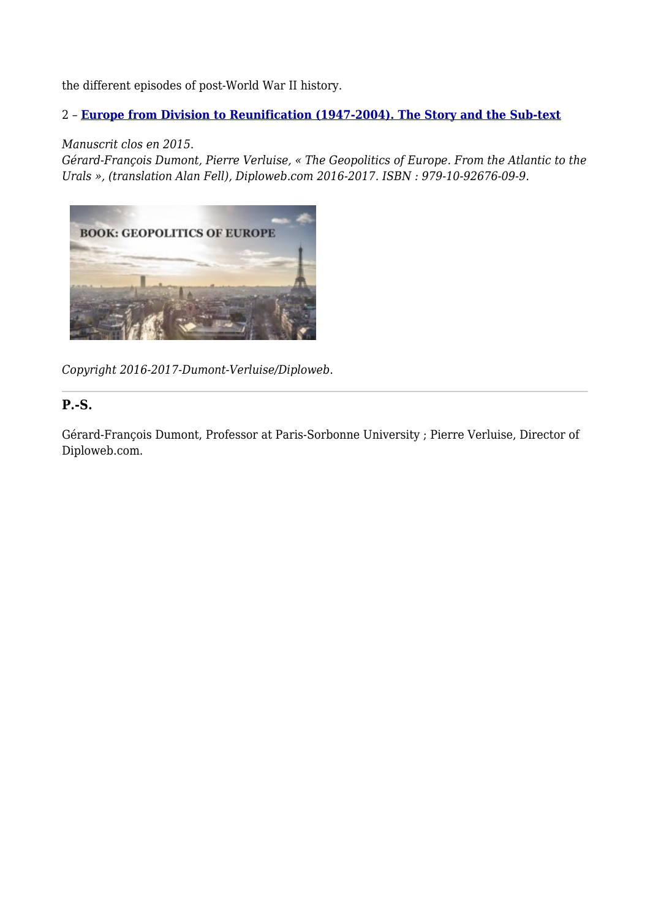the different episodes of post-World War II history.

2 – **Europe from Division to Reunification (1947-2004). The Story and the Sub-text**

*Manuscrit clos en 2015.*
*Gérard-François Dumont, Pierre Verluise, « The Geopolitics of Europe. From the Atlantic to the Urals », (translation Alan Fell), Diploweb.com 2016-2017. ISBN : 979-10-92676-09-9.*

*Copyright 2016-2017-Dumont-Verluise/Diploweb.*

---

## P.-S.

Gérard-François Dumont, Professor at Paris-Sorbonne University ; Pierre Verluise, Director of Diploweb.com.